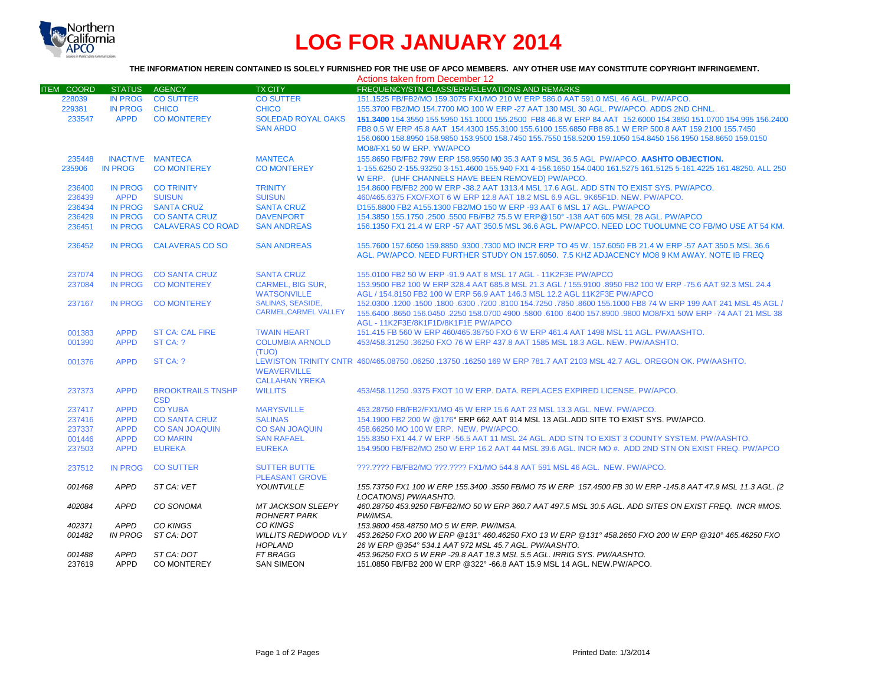# LOG FOR JANUARY 2014

**THE INFORMATION HEREIN CONTAINED IS SOLELY FURNISHED FOR THE USE OF APCO MEMBERS. ANY OTHER USE MAY CONSTITUTE COPYRIGHT INFRINGEMENT.**

Actions taken from December 12

| ITEM COORD | STATUS | AGENCY | TX CITY | FREQUENCY/STN CLASS/ERP/ELEVATIONS AND REMARKS |
|---|---|---|---|---|
| 228039 | IN PROG | CO SUTTER | CO SUTTER | 151.1525 FB/FB2/MO 159.3075 FX1/MO 210 W ERP 586.0 AAT 591.0 MSL 46 AGL. PW/APCO. |
| 229381 | IN PROG | CHICO | CHICO | 155.3700 FB2/MO 154.7700 MO 100 W ERP -27 AAT 130 MSL 30 AGL. PW/APCO. ADDS 2ND CHNL. |
| 233547 | APPD | CO MONTEREY | SOLEDAD ROYAL OAKS SAN ARDO | **151.3400** 154.3550 155.5950 151.1000 155.2500 FB8 46.8 W ERP 84 AAT 152.6000 154.3850 151.0700 154.995 156.2400 FB8 0.5 W ERP 45.8 AAT 154.4300 155.3100 155.6100 155.6850 FB8 85.1 W ERP 500.8 AAT 159.2100 155.7450 156.0600 158.8950 158.9850 153.9500 158.7450 155.7550 158.5200 159.1050 154.8450 156.1950 158.8650 159.0150 MO8/FX1 50 W ERP. YW/APCO |
| 235448 | INACTIVE | MANTECA | MANTECA | 155.8650 FB/FB2 79W ERP 158.9550 M0 35.3 AAT 9 MSL 36.5 AGL PW/APCO. **AASHTO OBJECTION.** |
| 235906 | IN PROG | CO MONTEREY | CO MONTEREY | 1-155.6250 2-155.93250 3-151.4600 155.940 FX1 4-156.1650 154.0400 161.5275 161.5125 5-161.4225 161.48250. ALL 250 W ERP. (UHF CHANNELS HAVE BEEN REMOVED) PW/APCO. |
| 236400 | IN PROG | CO TRINITY | TRINITY | 154.8600 FB/FB2 200 W ERP -38.2 AAT 1313.4 MSL 17.6 AGL. ADD STN TO EXIST SYS. PW/APCO. |
| 236439 | APPD | SUISUN | SUISUN | 460/465.6375 FXO/FXOT 6 W ERP 12.8 AAT 18.2 MSL 6.9 AGL. 9K65F1D. NEW. PW/APCO. |
| 236434 | IN PROG | SANTA CRUZ | SANTA CRUZ | D155.8800 FB2 A155.1300 FB2/MO 150 W ERP -93 AAT 6 MSL 17 AGL. PW/APCO |
| 236429 | IN PROG | CO SANTA CRUZ | DAVENPORT | 154.3850 155.1750 .2500 .5500 FB/FB2 75.5 W ERP@150° -138 AAT 605 MSL 28 AGL. PW/APCO |
| 236451 | IN PROG | CALAVERAS CO ROAD | SAN ANDREAS | 156.1350 FX1 21.4 W ERP -57 AAT 350.5 MSL 36.6 AGL. PW/APCO. NEED LOC TUOLUMNE CO FB/MO USE AT 54 KM. |
| 236452 | IN PROG | CALAVERAS CO SO | SAN ANDREAS | 155.7600 157.6050 159.8850 .9300 .7300 MO INCR ERP TO 45 W. 157.6050 FB 21.4 W ERP -57 AAT 350.5 MSL 36.6 AGL. PW/APCO. NEED FURTHER STUDY ON 157.6050. 7.5 KHZ ADJACENCY MO8 9 KM AWAY. NOTE IB FREQ |
| 237074 | IN PROG | CO SANTA CRUZ | SANTA CRUZ | 155.0100 FB2 50 W ERP -91.9 AAT 8 MSL 17 AGL - 11K2F3E PW/APCO |
| 237084 | IN PROG | CO MONTEREY | CARMEL, BIG SUR, WATSONVILLE | 153.9500 FB2 100 W ERP 328.4 AAT 685.8 MSL 21.3 AGL / 155.9100 .8950 FB2 100 W ERP -75.6 AAT 92.3 MSL 24.4 AGL / 154.8150 FB2 100 W ERP 56.9 AAT 146.3 MSL 12.2 AGL 11K2F3E PW/APCO |
| 237167 | IN PROG | CO MONTEREY | SALINAS, SEASIDE, CARMEL,CARMEL VALLEY | 152.0300 .1200 .1500 .1800 .6300 .7200 .8100 154.7250 .7850 .8600 155.1000 FB8 74 W ERP 199 AAT 241 MSL 45 AGL / 155.6400 .8650 156.0450 .2250 158.0700 4900 .5800 .6100 .6400 157.8900 .9800 MO8/FX1 50W ERP -74 AAT 21 MSL 38 AGL - 11K2F3E/8K1F1D/8K1F1E PW/APCO |
| 001383 | APPD | ST CA: CAL FIRE | TWAIN HEART | 151.415 FB 560 W ERP 460/465.38750 FXO 6 W ERP 461.4 AAT 1498 MSL 11 AGL. PW/AASHTO. |
| 001390 | APPD | ST CA: ? | COLUMBIA ARNOLD (TUO) | 453/458.31250 .36250 FXO 76 W ERP 437.8 AAT 1585 MSL 18.3 AGL. NEW. PW/AASHTO. |
| 001376 | APPD | ST CA: ? | LEWISTON TRINITY CNTR WEAVERVILLE CALLAHAN YREKA | 460/465.08750 .06250 .13750 .16250 169 W ERP 781.7 AAT 2103 MSL 42.7 AGL. OREGON OK. PW/AASHTO. |
| 237373 | APPD | BROOKTRAILS TNSHP CSD | WILLITS | 453/458.11250 .9375 FXOT 10 W ERP. DATA. REPLACES EXPIRED LICENSE. PW/APCO. |
| 237417 | APPD | CO YUBA | MARYSVILLE | 453.28750 FB/FB2/FX1/MO 45 W ERP 15.6 AAT 23 MSL 13.3 AGL. NEW. PW/APCO. |
| 237416 | APPD | CO SANTA CRUZ | SALINAS | 154.1900 FB2 200 W @176° ERP 662 AAT 914 MSL 13 AGL.ADD SITE TO EXIST SYS. PW/APCO. |
| 237337 | APPD | CO SAN JOAQUIN | CO SAN JOAQUIN | 458.66250 MO 100 W ERP. NEW. PW/APCO. |
| 001446 | APPD | CO MARIN | SAN RAFAEL | 155.8350 FX1 44.7 W ERP -56.5 AAT 11 MSL 24 AGL. ADD STN TO EXIST 3 COUNTY SYSTEM. PW/AASHTO. |
| 237503 | APPD | EUREKA | EUREKA | 154.9500 FB/FB2/MO 250 W ERP 16.2 AAT 44 MSL 39.6 AGL. INCR MO #. ADD 2ND STN ON EXIST FREQ. PW/APCO |
| 237512 | IN PROG | CO SUTTER | SUTTER BUTTE PLEASANT GROVE | ???.???? FB/FB2/MO ???.???? FX1/MO 544.8 AAT 591 MSL 46 AGL. NEW. PW/APCO. |
| *001468* | *APPD* | *ST CA: VET* | *YOUNTVILLE* | *155.73750 FX1 100 W ERP 155.3400 .3550 FB/MO 75 W ERP 157.4500 FB 30 W ERP -145.8 AAT 47.9 MSL 11.3 AGL. (2 LOCATIONS) PW/AASHTO.* |
| *402084* | *APPD* | *CO SONOMA* | *MT JACKSON SLEEPY ROHNERT PARK* | *460.28750 453.9250 FB/FB2/MO 50 W ERP 360.7 AAT 497.5 MSL 30.5 AGL. ADD SITES ON EXIST FREQ. INCR #MOS. PW/IMSA.* |
| *402371* | *APPD* | *CO KINGS* | *CO KINGS* | *153.9800 458.48750 MO 5 W ERP. PW/IMSA.* |
| *001482* | *IN PROG* | *ST CA: DOT* | *WILLITS REDWOOD VLY HOPLAND* | *453.26250 FXO 200 W ERP @131° 460.46250 FXO 13 W ERP @131° 458.2650 FXO 200 W ERP @310° 465.46250 FXO 26 W ERP @354° 534.1 AAT 972 MSL 45.7 AGL. PW/AASHTO.* |
| *001488* | *APPD* | *ST CA: DOT* | *FT BRAGG* | *453.96250 FXO 5 W ERP -29.8 AAT 18.3 MSL 5.5 AGL. IRRIG SYS. PW/AASHTO.* |
| 237619 | APPD | CO MONTEREY | SAN SIMEON | 151.0850 FB/FB2 200 W ERP @322° -66.8 AAT 15.9 MSL 14 AGL. NEW.PW/APCO. |

Printed Date: 1/3/2014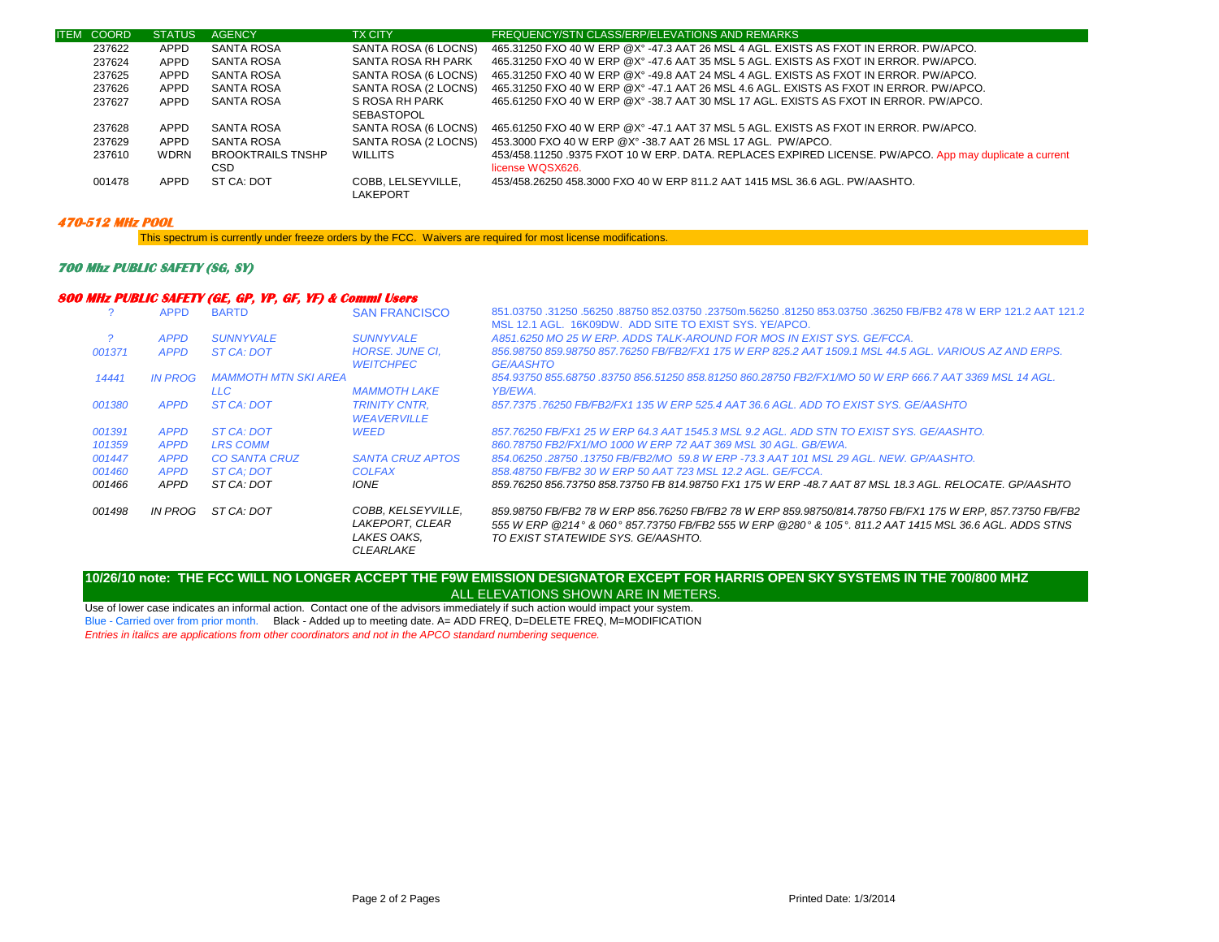| ITEM | COORD | STATUS | AGENCY | TX CITY | FREQUENCY/STN CLASS/ERP/ELEVATIONS AND REMARKS |
|---|---|---|---|---|---|
| | 237622 | APPD | SANTA ROSA | SANTA ROSA (6 LOCNS) | 465.31250 FXO 40 W ERP @X° -47.3 AAT 26 MSL 4 AGL. EXISTS AS FXOT IN ERROR. PW/APCO. |
| | 237624 | APPD | SANTA ROSA | SANTA ROSA RH PARK | 465.31250 FXO 40 W ERP @X° -47.6 AAT 35 MSL 5 AGL. EXISTS AS FXOT IN ERROR. PW/APCO. |
| | 237625 | APPD | SANTA ROSA | SANTA ROSA (6 LOCNS) | 465.31250 FXO 40 W ERP @X° -49.8 AAT 24 MSL 4 AGL. EXISTS AS FXOT IN ERROR. PW/APCO. |
| | 237626 | APPD | SANTA ROSA | SANTA ROSA (2 LOCNS) | 465.31250 FXO 40 W ERP @X° -47.1 AAT 26 MSL 4.6 AGL. EXISTS AS FXOT IN ERROR. PW/APCO. |
| | 237627 | APPD | SANTA ROSA | S ROSA RH PARK SEBASTOPOL | 465.61250 FXO 40 W ERP @X° -38.7 AAT 30 MSL 17 AGL. EXISTS AS FXOT IN ERROR. PW/APCO. |
| | 237628 | APPD | SANTA ROSA | SANTA ROSA (6 LOCNS) | 465.61250 FXO 40 W ERP @X° -47.1 AAT 37 MSL 5 AGL. EXISTS AS FXOT IN ERROR. PW/APCO. |
| | 237629 | APPD | SANTA ROSA | SANTA ROSA (2 LOCNS) | 453.3000 FXO 40 W ERP @X° -38.7 AAT 26 MSL 17 AGL. PW/APCO. |
| | 237610 | WDRN | BROOKTRAILS TNSHP CSD | WILLITS | 453/458.11250 .9375 FXOT 10 W ERP. DATA. REPLACES EXPIRED LICENSE. PW/APCO. App may duplicate a current license WQSX626. |
| | 001478 | APPD | ST CA: DOT | COBB, LELSEYVILLE, LAKEPORT | 453/458.26250 458.3000 FXO 40 W ERP 811.2 AAT 1415 MSL 36.6 AGL. PW/AASHTO. |

### *470-512 MHz POOL*

This spectrum is currently under freeze orders by the FCC. Waivers are required for most license modifications.

### *700 Mhz PUBLIC SAFETY (SG, SY)*

### *800 MHz PUBLIC SAFETY (GE, GP, YP, GF, YF) & Comml Users*

| ITEM | COORD | STATUS | AGENCY | TX CITY | FREQUENCY/STN CLASS/ERP/ELEVATIONS AND REMARKS |
|---|---|---|---|---|---|
| | ? | APPD | BARTD | SAN FRANCISCO | 851.03750 .31250 .56250 .88750 852.03750 .23750m.56250 .81250 853.03750 .36250 FB/FB2 478 W ERP 121.2 AAT 121.2 MSL 12.1 AGL. 16K09DW. ADD SITE TO EXIST SYS. YE/APCO. |
| | *?* | *APPD* | *SUNNYVALE* | *SUNNYVALE* | *A851.6250 MO 25 W ERP. ADDS TALK-AROUND FOR MOS IN EXIST SYS. GE/FCCA.* |
| | *001371* | *APPD* | *ST CA: DOT* | *HORSE. JUNE CI, WEITCHPEC* | *856.98750 859.98750 857.76250 FB/FB2/FX1 175 W ERP 825.2 AAT 1509.1 MSL 44.5 AGL. VARIOUS AZ AND ERPS. GE/AASHTO* |
| | *14441* | *IN PROG* | *MAMMOTH MTN SKI AREA LLC* | *MAMMOTH LAKE* | *854.93750 855.68750 .83750 856.51250 858.81250 860.28750 FB2/FX1/MO 50 W ERP 666.7 AAT 3369 MSL 14 AGL. YB/EWA.* |
| | *001380* | *APPD* | *ST CA: DOT* | *TRINITY CNTR, WEAVERVILLE* | *857.7375 .76250 FB/FB2/FX1 135 W ERP 525.4 AAT 36.6 AGL. ADD TO EXIST SYS. GE/AASHTO* |
| | *001391* | *APPD* | *ST CA: DOT* | *WEED* | *857.76250 FB/FX1 25 W ERP 64.3 AAT 1545.3 MSL 9.2 AGL. ADD STN TO EXIST SYS. GE/AASHTO.* |
| | *101359* | *APPD* | *LRS COMM* | | *860.78750 FB2/FX1/MO 1000 W ERP 72 AAT 369 MSL 30 AGL. GB/EWA.* |
| | *001447* | *APPD* | *CO SANTA CRUZ* | *SANTA CRUZ APTOS* | *854.06250 .28750 .13750 FB/FB2/MO 59.8 W ERP -73.3 AAT 101 MSL 29 AGL. NEW. GP/AASHTO.* |
| | *001460* | *APPD* | *ST CA; DOT* | *COLFAX* | *858.48750 FB/FB2 30 W ERP 50 AAT 723 MSL 12.2 AGL. GE/FCCA.* |
| | *001466* | *APPD* | *ST CA: DOT* | *IONE* | *859.76250 856.73750 858.73750 FB 814.98750 FX1 175 W ERP -48.7 AAT 87 MSL 18.3 AGL. RELOCATE. GP/AASHTO* |
| | *001498* | *IN PROG* | *ST CA: DOT* | *COBB, KELSEYVILLE, LAKEPORT, CLEAR LAKES OAKS, CLEARLAKE* | *859.98750 FB/FB2 78 W ERP 856.76250 FB/FB2 78 W ERP 859.98750/814.78750 FB/FX1 175 W ERP, 857.73750 FB/FB2 555 W ERP @214° & 060° 857.73750 FB/FB2 555 W ERP @280° & 105°. 811.2 AAT 1415 MSL 36.6 AGL. ADDS STNS TO EXIST STATEWIDE SYS. GE/AASHTO.* |

**10/26/10 note: THE FCC WILL NO LONGER ACCEPT THE F9W EMISSION DESIGNATOR EXCEPT FOR HARRIS OPEN SKY SYSTEMS IN THE 700/800 MHZ**

ALL ELEVATIONS SHOWN ARE IN METERS.

Use of lower case indicates an informal action. Contact one of the advisors immediately if such action would impact your system.

Blue - Carried over from prior month. Black - Added up to meeting date. A= ADD FREQ, D=DELETE FREQ, M=MODIFICATION

*Entries in italics are applications from other coordinators and not in the APCO standard numbering sequence.*

Printed Date: 1/3/2014